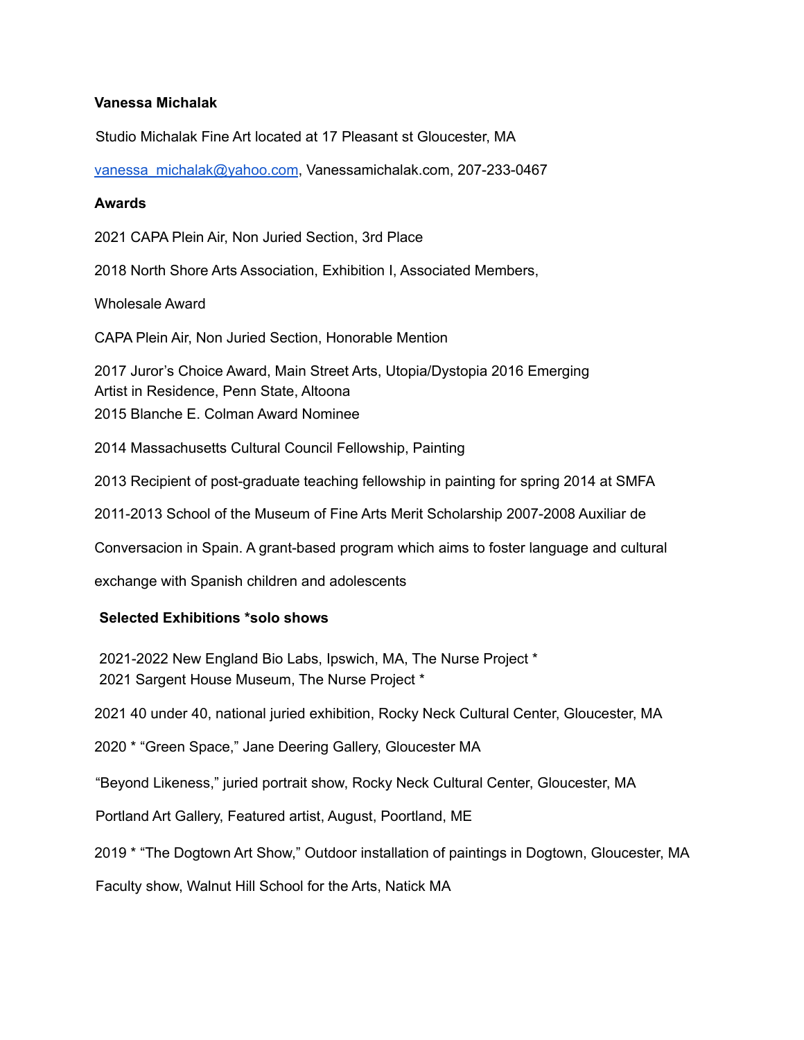**Vanessa Michalak**

Studio Michalak Fine Art located at 17 Pleasant st Gloucester, MA

[vanessa_michalak@yahoo.com](mailto:vanessa_michalak@yahoo.com), Vanessamichalak.com, 207-233-0467

**Awards**

2021 CAPA Plein Air, Non Juried Section, 3rd Place

2018 North Shore Arts Association, Exhibition I, Associated Members,

Wholesale Award

CAPA Plein Air, Non Juried Section, Honorable Mention

2017 Juror's Choice Award, Main Street Arts, Utopia/Dystopia 2016 Emerging Artist in Residence, Penn State, Altoona

2015 Blanche E. Colman Award Nominee

2014 Massachusetts Cultural Council Fellowship, Painting

2013 Recipient of post-graduate teaching fellowship in painting for spring 2014 at SMFA

2011-2013 School of the Museum of Fine Arts Merit Scholarship 2007-2008 Auxiliar de

Conversacion in Spain. A grant-based program which aims to foster language and cultural

exchange with Spanish children and adolescents

**Selected Exhibitions *solo shows**

2021-2022 New England Bio Labs, Ipswich, MA, The Nurse Project *

2021 Sargent House Museum, The Nurse Project *

2021 40 under 40, national juried exhibition, Rocky Neck Cultural Center, Gloucester, MA

2020 * "Green Space," Jane Deering Gallery, Gloucester MA

"Beyond Likeness," juried portrait show, Rocky Neck Cultural Center, Gloucester, MA

Portland Art Gallery, Featured artist, August, Poortland, ME

2019 * "The Dogtown Art Show," Outdoor installation of paintings in Dogtown, Gloucester, MA

Faculty show, Walnut Hill School for the Arts, Natick MA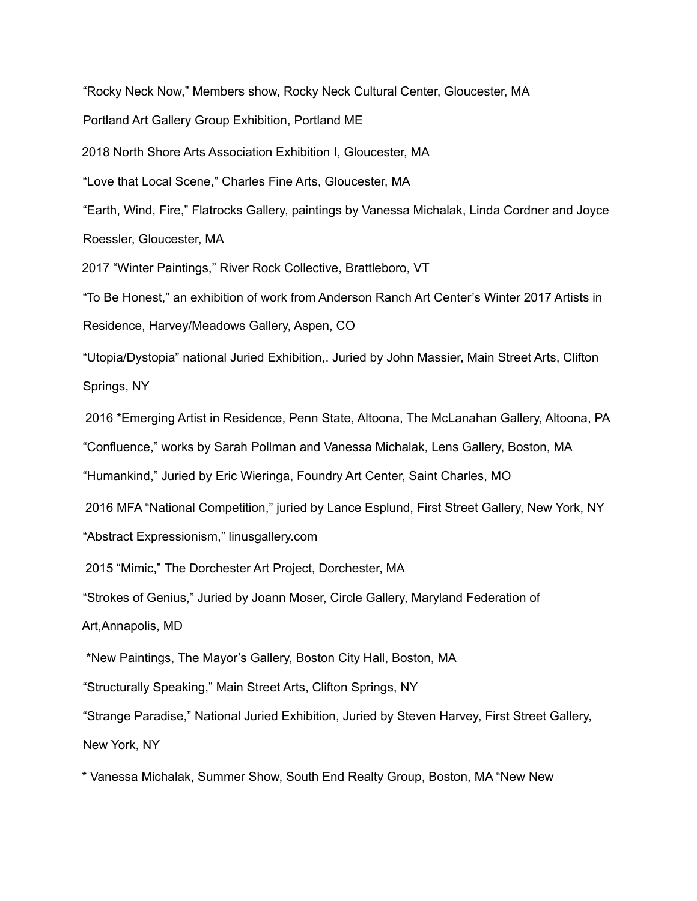“Rocky Neck Now,” Members show, Rocky Neck Cultural Center, Gloucester, MA

Portland Art Gallery Group Exhibition, Portland ME

2018 North Shore Arts Association Exhibition I, Gloucester, MA

“Love that Local Scene,” Charles Fine Arts, Gloucester, MA

“Earth, Wind, Fire,” Flatrocks Gallery, paintings by Vanessa Michalak, Linda Cordner and Joyce Roessler, Gloucester, MA

2017 “Winter Paintings,” River Rock Collective, Brattleboro, VT

“To Be Honest,” an exhibition of work from Anderson Ranch Art Center’s Winter 2017 Artists in Residence, Harvey/Meadows Gallery, Aspen, CO

“Utopia/Dystopia” national Juried Exhibition,. Juried by John Massier, Main Street Arts, Clifton Springs, NY

2016 *Emerging Artist in Residence, Penn State, Altoona, The McLanahan Gallery, Altoona, PA

“Confluence,” works by Sarah Pollman and Vanessa Michalak, Lens Gallery, Boston, MA

“Humankind,” Juried by Eric Wieringa, Foundry Art Center, Saint Charles, MO

2016 MFA “National Competition,” juried by Lance Esplund, First Street Gallery, New York, NY

“Abstract Expressionism,” linusgallery.com

2015 “Mimic,” The Dorchester Art Project, Dorchester, MA

“Strokes of Genius,” Juried by Joann Moser, Circle Gallery, Maryland Federation of Art,Annapolis, MD

*New Paintings, The Mayor’s Gallery, Boston City Hall, Boston, MA

“Structurally Speaking,” Main Street Arts, Clifton Springs, NY

“Strange Paradise,” National Juried Exhibition, Juried by Steven Harvey, First Street Gallery, New York, NY

* Vanessa Michalak, Summer Show, South End Realty Group, Boston, MA “New New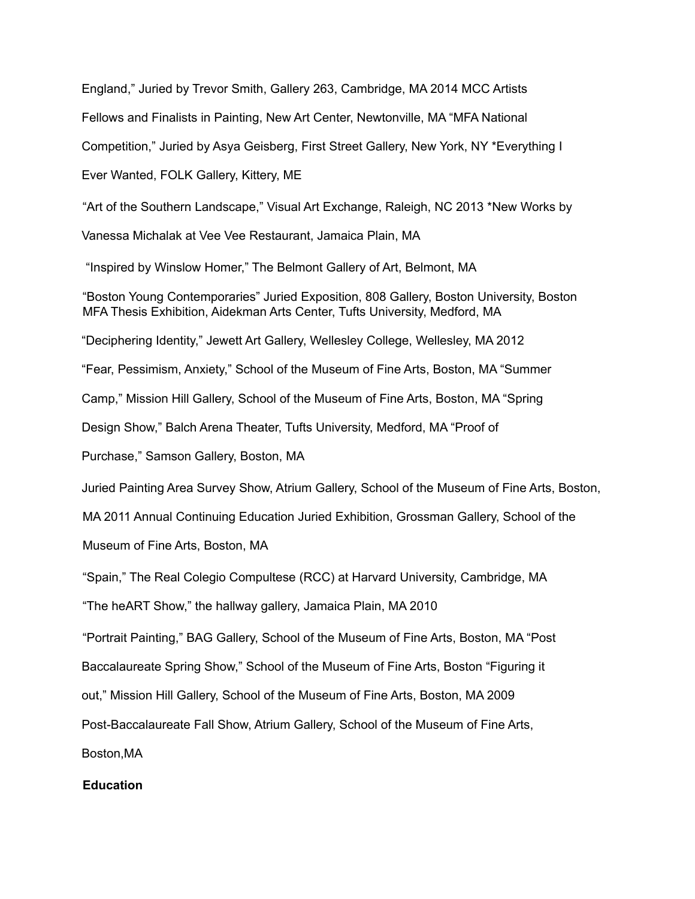England," Juried by Trevor Smith, Gallery 263, Cambridge, MA 2014 MCC Artists Fellows and Finalists in Painting, New Art Center, Newtonville, MA "MFA National Competition," Juried by Asya Geisberg, First Street Gallery, New York, NY *Everything I Ever Wanted, FOLK Gallery, Kittery, ME

"Art of the Southern Landscape," Visual Art Exchange, Raleigh, NC 2013 *New Works by Vanessa Michalak at Vee Vee Restaurant, Jamaica Plain, MA

"Inspired by Winslow Homer," The Belmont Gallery of Art, Belmont, MA

"Boston Young Contemporaries" Juried Exposition, 808 Gallery, Boston University, Boston MFA Thesis Exhibition, Aidekman Arts Center, Tufts University, Medford, MA

"Deciphering Identity," Jewett Art Gallery, Wellesley College, Wellesley, MA 2012

"Fear, Pessimism, Anxiety," School of the Museum of Fine Arts, Boston, MA "Summer Camp," Mission Hill Gallery, School of the Museum of Fine Arts, Boston, MA "Spring Design Show," Balch Arena Theater, Tufts University, Medford, MA "Proof of Purchase," Samson Gallery, Boston, MA

Juried Painting Area Survey Show, Atrium Gallery, School of the Museum of Fine Arts, Boston, MA 2011 Annual Continuing Education Juried Exhibition, Grossman Gallery, School of the Museum of Fine Arts, Boston, MA

"Spain," The Real Colegio Compultese (RCC) at Harvard University, Cambridge, MA

"The heART Show," the hallway gallery, Jamaica Plain, MA 2010

"Portrait Painting," BAG Gallery, School of the Museum of Fine Arts, Boston, MA "Post Baccalaureate Spring Show," School of the Museum of Fine Arts, Boston "Figuring it out," Mission Hill Gallery, School of the Museum of Fine Arts, Boston, MA 2009

Post-Baccalaureate Fall Show, Atrium Gallery, School of the Museum of Fine Arts, Boston,MA

**Education**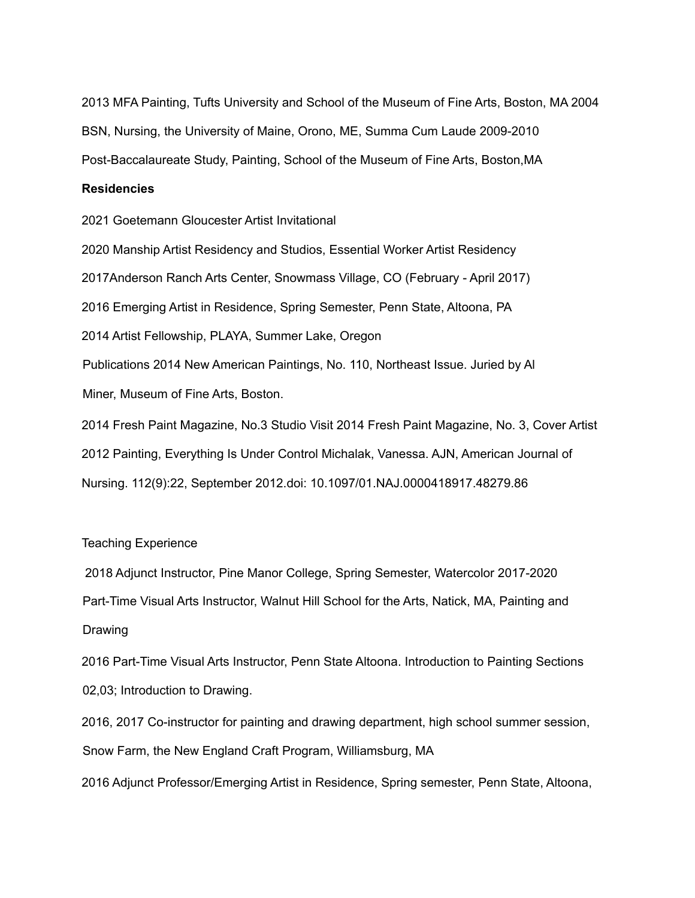2013 MFA Painting, Tufts University and School of the Museum of Fine Arts, Boston, MA 2004

BSN, Nursing, the University of Maine, Orono, ME, Summa Cum Laude 2009-2010

Post-Baccalaureate Study, Painting, School of the Museum of Fine Arts, Boston,MA

**Residencies**

2021 Goetemann Gloucester Artist Invitational

2020 Manship Artist Residency and Studios, Essential Worker Artist Residency

2017Anderson Ranch Arts Center, Snowmass Village, CO (February - April 2017)

2016 Emerging Artist in Residence, Spring Semester, Penn State, Altoona, PA

2014 Artist Fellowship, PLAYA, Summer Lake, Oregon

Publications 2014 New American Paintings, No. 110, Northeast Issue. Juried by Al Miner, Museum of Fine Arts, Boston.

2014 Fresh Paint Magazine, No.3 Studio Visit 2014 Fresh Paint Magazine, No. 3, Cover Artist

2012 Painting, Everything Is Under Control Michalak, Vanessa. AJN, American Journal of Nursing. 112(9):22, September 2012.doi: 10.1097/01.NAJ.0000418917.48279.86

Teaching Experience

2018 Adjunct Instructor, Pine Manor College, Spring Semester, Watercolor 2017-2020

Part-Time Visual Arts Instructor, Walnut Hill School for the Arts, Natick, MA, Painting and Drawing

2016 Part-Time Visual Arts Instructor, Penn State Altoona. Introduction to Painting Sections 02,03; Introduction to Drawing.

2016, 2017 Co-instructor for painting and drawing department, high school summer session, Snow Farm, the New England Craft Program, Williamsburg, MA

2016 Adjunct Professor/Emerging Artist in Residence, Spring semester, Penn State, Altoona,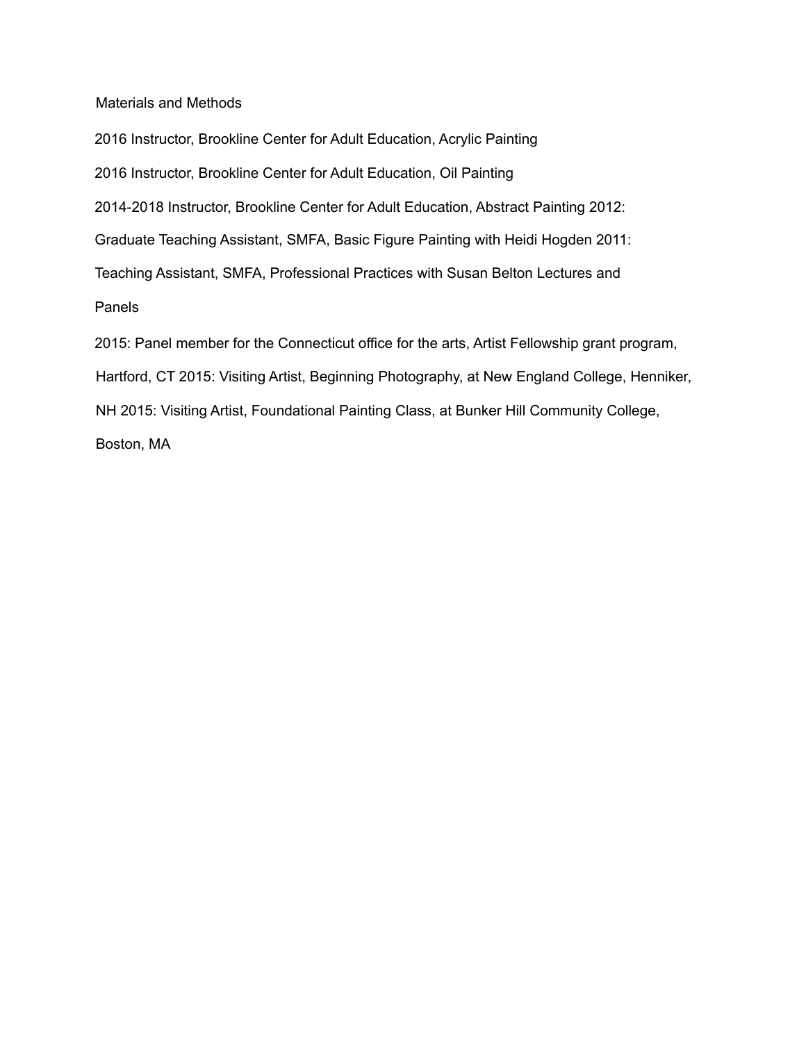Materials and Methods

2016 Instructor, Brookline Center for Adult Education, Acrylic Painting

2016 Instructor, Brookline Center for Adult Education, Oil Painting

2014-2018 Instructor, Brookline Center for Adult Education, Abstract Painting 2012:

Graduate Teaching Assistant, SMFA, Basic Figure Painting with Heidi Hogden 2011:

Teaching Assistant, SMFA, Professional Practices with Susan Belton Lectures and

Panels

2015: Panel member for the Connecticut office for the arts, Artist Fellowship grant program, Hartford, CT 2015: Visiting Artist, Beginning Photography, at New England College, Henniker, NH 2015: Visiting Artist, Foundational Painting Class, at Bunker Hill Community College, Boston, MA